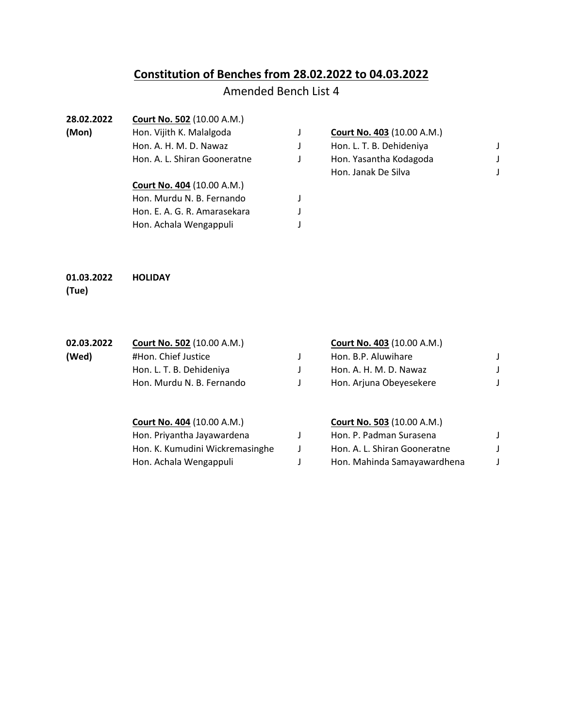# Constitution of Benches from 28.02.2022 to 04.03.2022

Amended Bench List 4

**28.02.2022 (Mon)**

**Court No. 502** (10.00 A.M.)

Hon. Vijith K. Malalgoda J
Hon. A. H. M. D. Nawaz J
Hon. A. L. Shiran Gooneratne J

**Court No. 404** (10.00 A.M.)

Hon. Murdu N. B. Fernando J
Hon. E. A. G. R. Amarasekara J
Hon. Achala Wengappuli J

**Court No. 403** (10.00 A.M.)

Hon. L. T. B. Dehideniya J
Hon. Yasantha Kodagoda J
Hon. Janak De Silva J

**01.03.2022 (Tue)** **HOLIDAY**

**02.03.2022 (Wed)**

**Court No. 502** (10.00 A.M.)

#Hon. Chief Justice J
Hon. L. T. B. Dehideniya J
Hon. Murdu N. B. Fernando J

**Court No. 403** (10.00 A.M.)

Hon. B.P. Aluwihare J
Hon. A. H. M. D. Nawaz J
Hon. Arjuna Obeyesekere J

**Court No. 404** (10.00 A.M.)

Hon. Priyantha Jayawardena J
Hon. K. Kumudini Wickremasinghe J
Hon. Achala Wengappuli J

**Court No. 503** (10.00 A.M.)

Hon. P. Padman Surasena J
Hon. A. L. Shiran Gooneratne J
Hon. Mahinda Samayawardhena J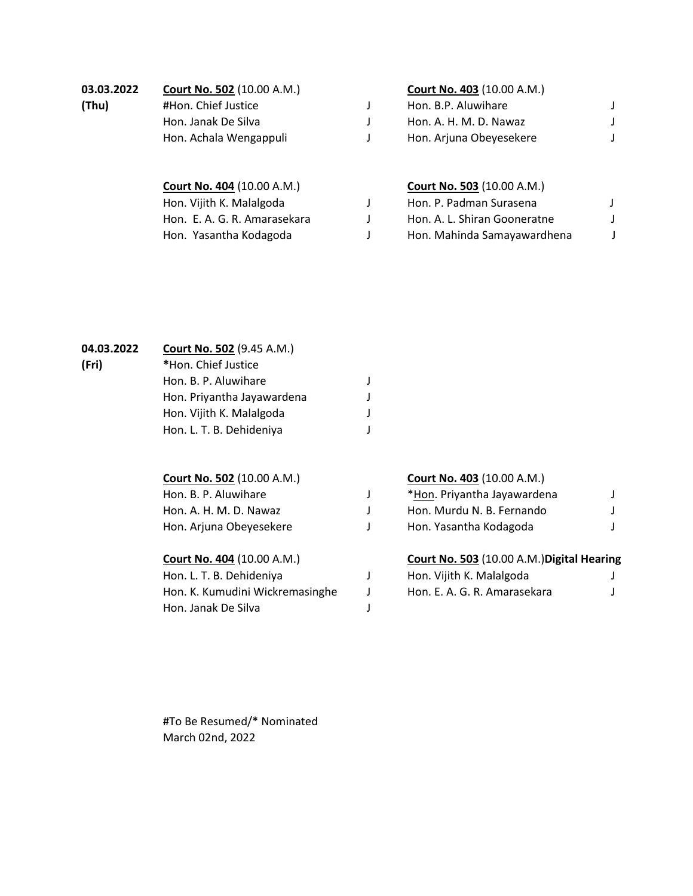**03.03.2022**
**(Thu)**

**Court No. 502** (10.00 A.M.)

| | |
|---|---|
| #Hon. Chief Justice | J |
| Hon. Janak De Silva | J |
| Hon. Achala Wengappuli | J |

**Court No. 403** (10.00 A.M.)

| | |
|---|---|
| Hon. B.P. Aluwihare | J |
| Hon. A. H. M. D. Nawaz | J |
| Hon. Arjuna Obeyesekere | J |

**Court No. 404** (10.00 A.M.)

| | |
|---|---|
| Hon. Vijith K. Malalgoda | J |
| Hon. E. A. G. R. Amarasekara | J |
| Hon. Yasantha Kodagoda | J |

**Court No. 503** (10.00 A.M.)

| | |
|---|---|
| Hon. P. Padman Surasena | J |
| Hon. A. L. Shiran Gooneratne | J |
| Hon. Mahinda Samayawardhena | J |

**04.03.2022**
**(Fri)**

**Court No. 502** (9.45 A.M.)

| | |
|---|---|
| **\***Hon. Chief Justice | |
| Hon. B. P. Aluwihare | J |
| Hon. Priyantha Jayawardena | J |
| Hon. Vijith K. Malalgoda | J |
| Hon. L. T. B. Dehideniya | J |

**Court No. 502** (10.00 A.M.)

| | |
|---|---|
| Hon. B. P. Aluwihare | J |
| Hon. A. H. M. D. Nawaz | J |
| Hon. Arjuna Obeyesekere | J |

**Court No. 403** (10.00 A.M.)

| | |
|---|---|
| *Hon. Priyantha Jayawardena | J |
| Hon. Murdu N. B. Fernando | J |
| Hon. Yasantha Kodagoda | J |

**Court No. 404** (10.00 A.M.)

| | |
|---|---|
| Hon. L. T. B. Dehideniya | J |
| Hon. K. Kumudini Wickremasinghe | J |
| Hon. Janak De Silva | J |

**Court No. 503** (10.00 A.M.)**Digital Hearing**

| | |
|---|---|
| Hon. Vijith K. Malalgoda | J |
| Hon. E. A. G. R. Amarasekara | J |

#To Be Resumed/* Nominated
March 02nd, 2022